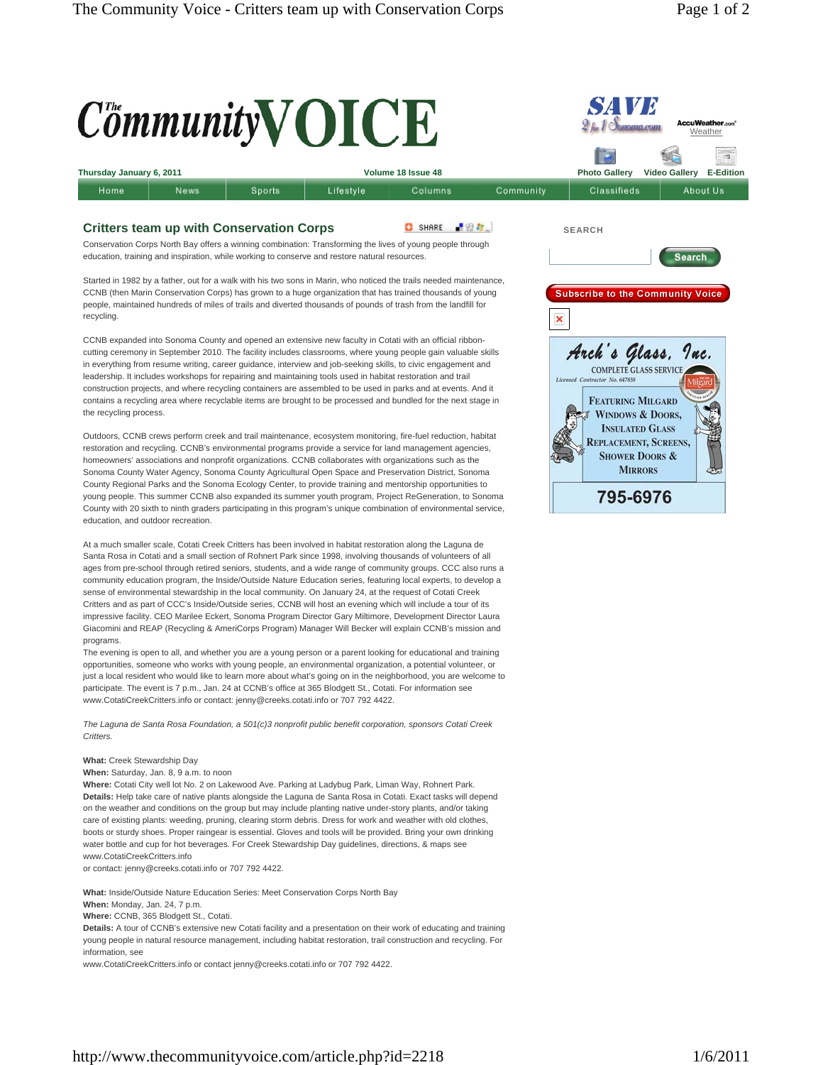# The Community VOICE

Thursday January 6, 2011 | Volume 18 Issue 48

Home | News | Sports | Lifestyle | Columns | Community | Classifieds | About Us

## Critters team up with Conservation Corps

Conservation Corps North Bay offers a winning combination: Transforming the lives of young people through education, training and inspiration, while working to conserve and restore natural resources.

Started in 1982 by a father, out for a walk with his two sons in Marin, who noticed the trails needed maintenance, CCNB (then Marin Conservation Corps) has grown to a huge organization that has trained thousands of young people, maintained hundreds of miles of trails and diverted thousands of pounds of trash from the landfill for recycling.

CCNB expanded into Sonoma County and opened an extensive new faculty in Cotati with an official ribbon-cutting ceremony in September 2010. The facility includes classrooms, where young people gain valuable skills in everything from resume writing, career guidance, interview and job-seeking skills, to civic engagement and leadership. It includes workshops for repairing and maintaining tools used in habitat restoration and trail construction projects, and where recycling containers are assembled to be used in parks and at events. And it contains a recycling area where recyclable items are brought to be processed and bundled for the next stage in the recycling process.

Outdoors, CCNB crews perform creek and trail maintenance, ecosystem monitoring, fire-fuel reduction, habitat restoration and recycling. CCNB's environmental programs provide a service for land management agencies, homeowners' associations and nonprofit organizations. CCNB collaborates with organizations such as the Sonoma County Water Agency, Sonoma County Agricultural Open Space and Preservation District, Sonoma County Regional Parks and the Sonoma Ecology Center, to provide training and mentorship opportunities to young people. This summer CCNB also expanded its summer youth program, Project ReGeneration, to Sonoma County with 20 sixth to ninth graders participating in this program's unique combination of environmental service, education, and outdoor recreation.

At a much smaller scale, Cotati Creek Critters has been involved in habitat restoration along the Laguna de Santa Rosa in Cotati and a small section of Rohnert Park since 1998, involving thousands of volunteers of all ages from pre-school through retired seniors, students, and a wide range of community groups. CCC also runs a community education program, the Inside/Outside Nature Education series, featuring local experts, to develop a sense of environmental stewardship in the local community. On January 24, at the request of Cotati Creek Critters and as part of CCC's Inside/Outside series, CCNB will host an evening which will include a tour of its impressive facility. CEO Marilee Eckert, Sonoma Program Director Gary Miltimore, Development Director Laura Giacomini and REAP (Recycling & AmeriCorps Program) Manager Will Becker will explain CCNB's mission and programs.

The evening is open to all, and whether you are a young person or a parent looking for educational and training opportunities, someone who works with young people, an environmental organization, a potential volunteer, or just a local resident who would like to learn more about what's going on in the neighborhood, you are welcome to participate. The event is 7 p.m., Jan. 24 at CCNB's office at 365 Blodgett St., Cotati. For information see www.CotatiCreekCritters.info or contact: jenny@creeks.cotati.info or 707 792 4422.

*The Laguna de Santa Rosa Foundation, a 501(c)3 nonprofit public benefit corporation, sponsors Cotati Creek Critters.*

**What:** Creek Stewardship Day
**When:** Saturday, Jan. 8, 9 a.m. to noon
**Where:** Cotati City well lot No. 2 on Lakewood Ave. Parking at Ladybug Park, Liman Way, Rohnert Park.
**Details:** Help take care of native plants alongside the Laguna de Santa Rosa in Cotati. Exact tasks will depend on the weather and conditions on the group but may include planting native under-story plants, and/or taking care of existing plants: weeding, pruning, clearing storm debris. Dress for work and weather with old clothes, boots or sturdy shoes. Proper raingear is essential. Gloves and tools will be provided. Bring your own drinking water bottle and cup for hot beverages. For Creek Stewardship Day guidelines, directions, & maps see www.CotatiCreekCritters.info
or contact: jenny@creeks.cotati.info or 707 792 4422.

**What:** Inside/Outside Nature Education Series: Meet Conservation Corps North Bay
**When:** Monday, Jan. 24, 7 p.m.
**Where:** CCNB, 365 Blodgett St., Cotati.
**Details:** A tour of CCNB's extensive new Cotati facility and a presentation on their work of educating and training young people in natural resource management, including habitat restoration, trail construction and recycling. For information, see
www.CotatiCreekCritters.info or contact jenny@creeks.cotati.info or 707 792 4422.

SEARCH

Subscribe to the Community Voice

**Arch's Glass, Inc.**
COMPLETE GLASS SERVICE
Licensed Contractor No. 647838
Featuring Milgard Windows & Doors, Insulated Glass Replacement, Screens, Shower Doors & Mirrors
795-6976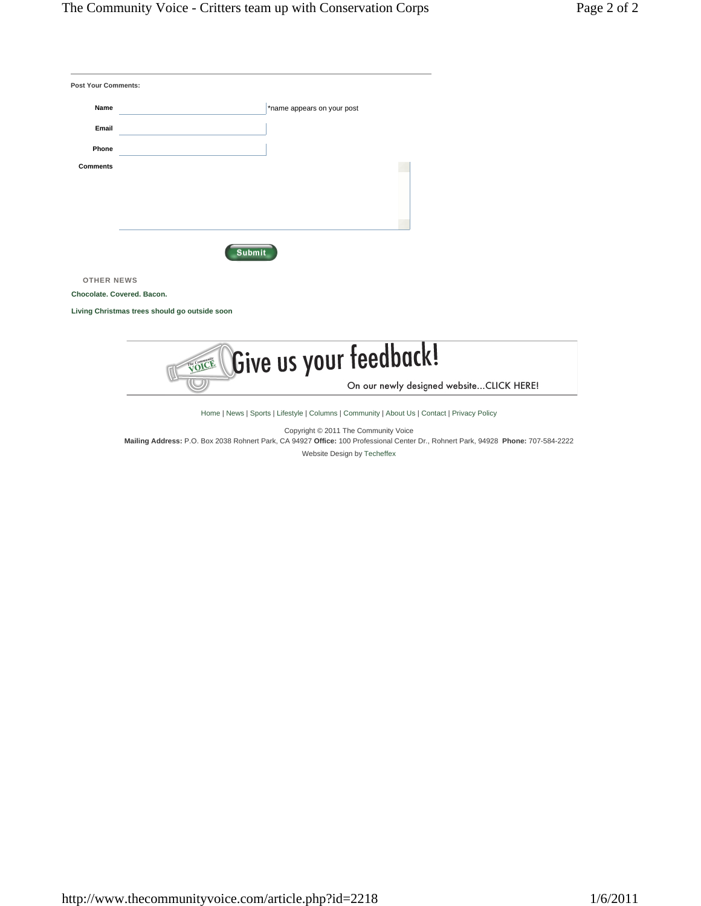**Post Your Comments:**

**Name** *name appears on your post

**Email**

**Phone**

**Comments**

Submit

OTHER NEWS

**Chocolate. Covered. Bacon.**

**Living Christmas trees should go outside soon**

Give us your feedback!

On our newly designed website...CLICK HERE!

Home | News | Sports | Lifestyle | Columns | Community | About Us | Contact | Privacy Policy

Copyright © 2011 The Community Voice

**Mailing Address:** P.O. Box 2038 Rohnert Park, CA 94927 **Office:** 100 Professional Center Dr., Rohnert Park, 94928 **Phone:** 707-584-2222

Website Design by Techeffex